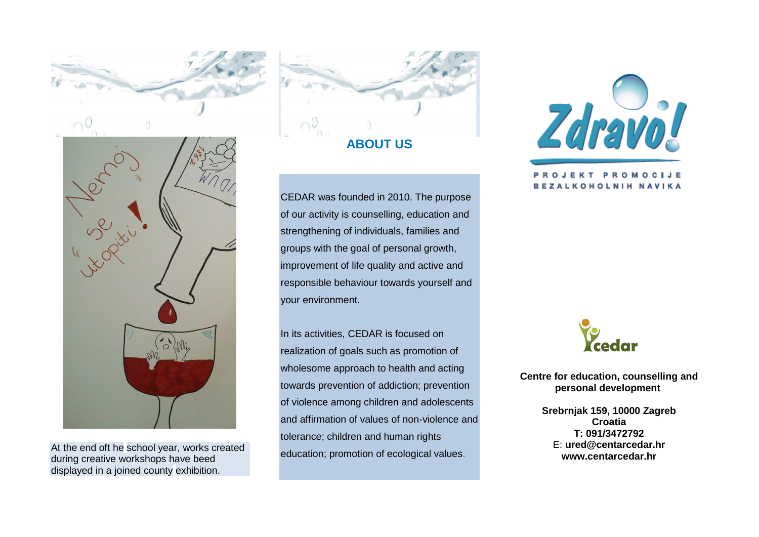At the end oft he school year, works created during creative workshops have beed displayed in a joined county exhibition.

## ABOUT US

CEDAR was founded in 2010. The purpose of our activity is counselling, education and strengthening of individuals, families and groups with the goal of personal growth, improvement of life quality and active and responsible behaviour towards yourself and your environment.

In its activities, CEDAR is focused on realization of goals such as promotion of wholesome approach to health and acting towards prevention of addiction; prevention of violence among children and adolescents and affirmation of values of non-violence and tolerance; children and human rights education; promotion of ecological values.

# Zdravo!

PROJEKT PROMOCIJE BEZALKOHOLNIH NAVIKA

cedar

**Centre for education, counselling and personal development**

**Srebrnjak 159, 10000 Zagreb**
**Croatia**
**T: 091/3472792**
E: **ured@centarcedar.hr**
**www.centarcedar.hr**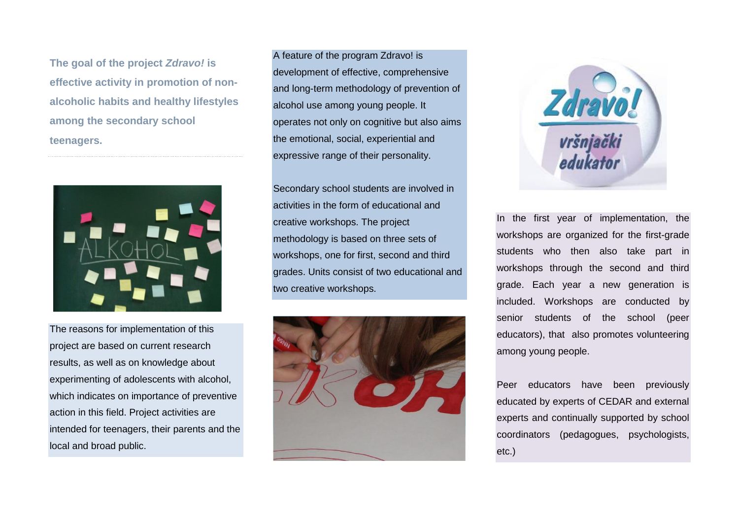**The goal of the project *Zdravo!* is effective activity in promotion of non-alcoholic habits and healthy lifestyles among the secondary school teenagers.**

The reasons for implementation of this project are based on current research results, as well as on knowledge about experimenting of adolescents with alcohol, which indicates on importance of preventive action in this field. Project activities are intended for teenagers, their parents and the local and broad public.

A feature of the program Zdravo! is development of effective, comprehensive and long-term methodology of prevention of alcohol use among young people. It operates not only on cognitive but also aims the emotional, social, experiential and expressive range of their personality.

Secondary school students are involved in activities in the form of educational and creative workshops. The project methodology is based on three sets of workshops, one for first, second and third grades. Units consist of two educational and two creative workshops.

In the first year of implementation, the workshops are organized for the first-grade students who then also take part in workshops through the second and third grade. Each year a new generation is included. Workshops are conducted by senior students of the school (peer educators), that also promotes volunteering among young people.

Peer educators have been previously educated by experts of CEDAR and external experts and continually supported by school coordinators (pedagogues, psychologists, etc.)